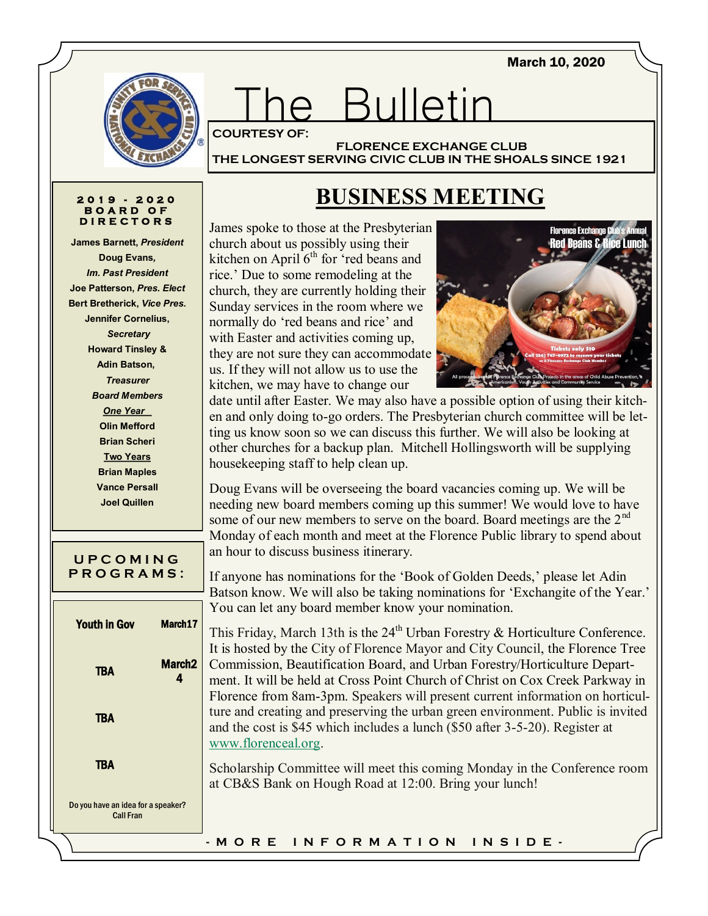March 10, 2020

# The Bulletin

**COURTESY OF:**

**FLORENCE EXCHANGE CLUB**

**THE LONGEST SERVING CIVIC CLUB IN THE SHOALS SINCE 1921**

**2019 - 2020 BOARD OF DIRECTORS**

**James Barnett,** ***President***
**Doug Evans,**
***Im. Past President***
**Joe Patterson,** ***Pres. Elect***
**Bert Bretherick,** ***Vice Pres.***
**Jennifer Cornelius,**
***Secretary***
**Howard Tinsley &**
**Adin Batson,**
***Treasurer***
***Board Members***
***One Year***
**Olin Mefford**
**Brian Scheri**
**Two Years**
**Brian Maples**
**Vance Persall**
**Joel Quillen**

**UPCOMING PROGRAMS:**

| | |
|---|---|
| Youth in Gov | March17 |
| TBA | March24 |
| TBA | |
| TBA | |

Do you have an idea for a speaker? Call Fran

## BUSINESS MEETING

James spoke to those at the Presbyterian church about us possibly using their kitchen on April 6th for 'red beans and rice.' Due to some remodeling at the church, they are currently holding their Sunday services in the room where we normally do 'red beans and rice' and with Easter and activities coming up, they are not sure they can accommodate us. If they will not allow us to use the kitchen, we may have to change our date until after Easter. We may also have a possible option of using their kitchen and only doing to-go orders. The Presbyterian church committee will be letting us know soon so we can discuss this further. We will also be looking at other churches for a backup plan. Mitchell Hollingsworth will be supplying housekeeping staff to help clean up.

Florence Exchange Club's Annual Red Beans & Rice Lunch

Tickets only $10

Call 256) 767-0072 to reserve your tickets or A Florence Exchange Club Member

All proceeds benefit Florence Exchange Club Projects in the areas of Child Abuse Prevention, Americanism, Youth Activities and Community Service

Doug Evans will be overseeing the board vacancies coming up. We will be needing new board members coming up this summer! We would love to have some of our new members to serve on the board. Board meetings are the 2nd Monday of each month and meet at the Florence Public library to spend about an hour to discuss business itinerary.

If anyone has nominations for the 'Book of Golden Deeds,' please let Adin Batson know. We will also be taking nominations for 'Exchangite of the Year.' You can let any board member know your nomination.

This Friday, March 13th is the 24th Urban Forestry & Horticulture Conference. It is hosted by the City of Florence Mayor and City Council, the Florence Tree Commission, Beautification Board, and Urban Forestry/Horticulture Department. It will be held at Cross Point Church of Christ on Cox Creek Parkway in Florence from 8am-3pm. Speakers will present current information on horticulture and creating and preserving the urban green environment. Public is invited and the cost is $45 which includes a lunch ($50 after 3-5-20). Register at www.florenceal.org.

Scholarship Committee will meet this coming Monday in the Conference room at CB&S Bank on Hough Road at 12:00. Bring your lunch!

- MORE INFORMATION INSIDE -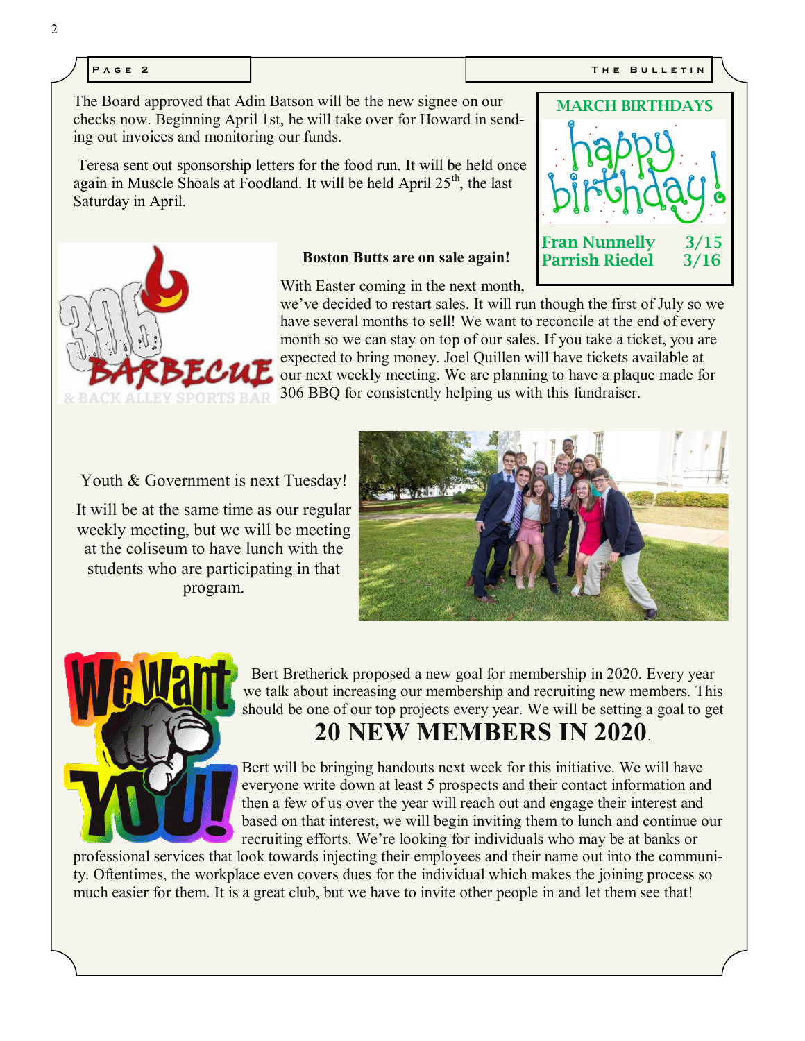The Board approved that Adin Batson will be the new signee on our checks now. Beginning April 1st, he will take over for Howard in sending out invoices and monitoring our funds.

Teresa sent out sponsorship letters for the food run. It will be held once again in Muscle Shoals at Foodland. It will be held April 25th, the last Saturday in April.

## MARCH BIRTHDAYS

| | |
|---|---|
| Fran Nunnelly | 3/15 |
| Parrish Riedel | 3/16 |

**Boston Butts are on sale again!**

With Easter coming in the next month, we've decided to restart sales. It will run though the first of July so we have several months to sell! We want to reconcile at the end of every month so we can stay on top of our sales. If you take a ticket, you are expected to bring money. Joel Quillen will have tickets available at our next weekly meeting. We are planning to have a plaque made for 306 BBQ for consistently helping us with this fundraiser.

Youth & Government is next Tuesday!

It will be at the same time as our regular weekly meeting, but we will be meeting at the coliseum to have lunch with the students who are participating in that program.

Bert Bretherick proposed a new goal for membership in 2020. Every year we talk about increasing our membership and recruiting new members. This should be one of our top projects every year. We will be setting a goal to get

## 20 NEW MEMBERS IN 2020.

Bert will be bringing handouts next week for this initiative. We will have everyone write down at least 5 prospects and their contact information and then a few of us over the year will reach out and engage their interest and based on that interest, we will begin inviting them to lunch and continue our recruiting efforts. We're looking for individuals who may be at banks or professional services that look towards injecting their employees and their name out into the community. Oftentimes, the workplace even covers dues for the individual which makes the joining process so much easier for them. It is a great club, but we have to invite other people in and let them see that!